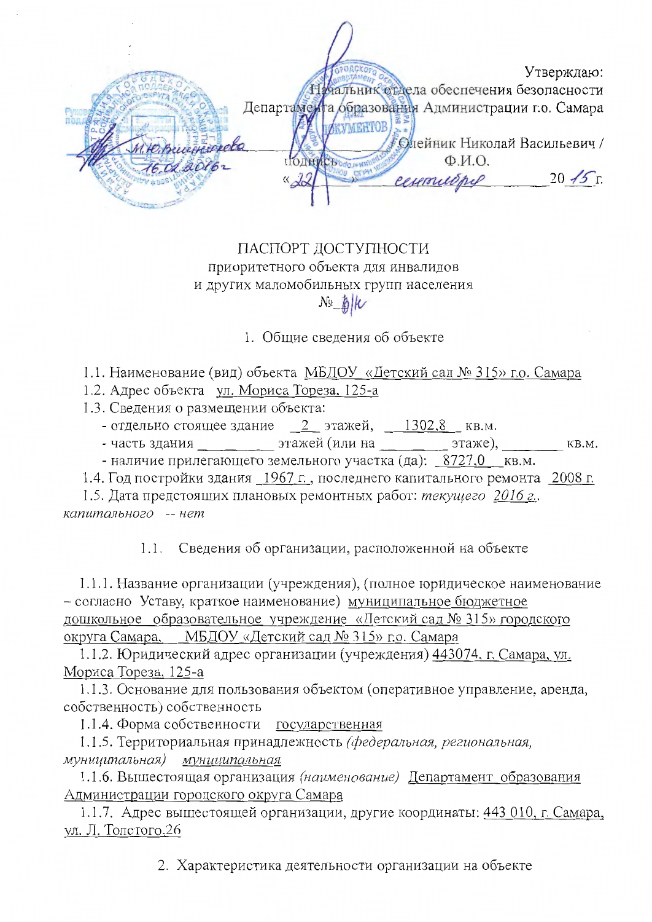Утверждаю:
Начальник отдела обеспечения безопасности
Департамента образования Администрации г.о. Самара

_____________ Олейник Николай Васильевич /
подпись Ф.И.О.
«22» сентября 2015 г.

М.Ю.Вишнякова
16.02.2016г

# ПАСПОРТ ДОСТУПНОСТИ
приоритетного объекта для инвалидов
и других маломобильных групп населения
№ 6/к

## 1. Общие сведения об объекте

1.1. Наименование (вид) объекта МБДОУ «Детский сад № 315» г.о. Самара

1.2. Адрес объекта ул. Мориса Тореза, 125-а

1.3. Сведения о размещении объекта:

- отдельно стоящее здание 2 этажей, 1302,8 кв.м.
- часть здания _________ этажей (или на _________ этаже), ________ кв.м.
- наличие прилегающего земельного участка (да): 8727,0 кв.м.

1.4. Год постройки здания 1967 г., последнего капитального ремонта 2008 г.

1.5. Дата предстоящих плановых ремонтных работ: *текущего 2016 г.*, *капитального -- нет*

### 1.1. Сведения об организации, расположенной на объекте

1.1.1. Название организации (учреждения), (полное юридическое наименование – согласно Уставу, краткое наименование) муниципальное бюджетное дошкольное образовательное учреждение «Детский сад № 315» городского округа Самара, МБДОУ «Детский сад № 315» г.о. Самара

1.1.2. Юридический адрес организации (учреждения) 443074, г. Самара, ул. Мориса Тореза, 125-а

1.1.3. Основание для пользования объектом (оперативное управление, аренда, собственность) собственность

1.1.4. Форма собственности государственная

1.1.5. Территориальная принадлежность *(федеральная, региональная, муниципальная)* *муниципальная*

1.1.6. Вышестоящая организация *(наименование)* Департамент образования Администрации городского округа Самара

1.1.7. Адрес вышестоящей организации, другие координаты: 443 010, г. Самара, ул. Л. Толстого,26

## 2. Характеристика деятельности организации на объекте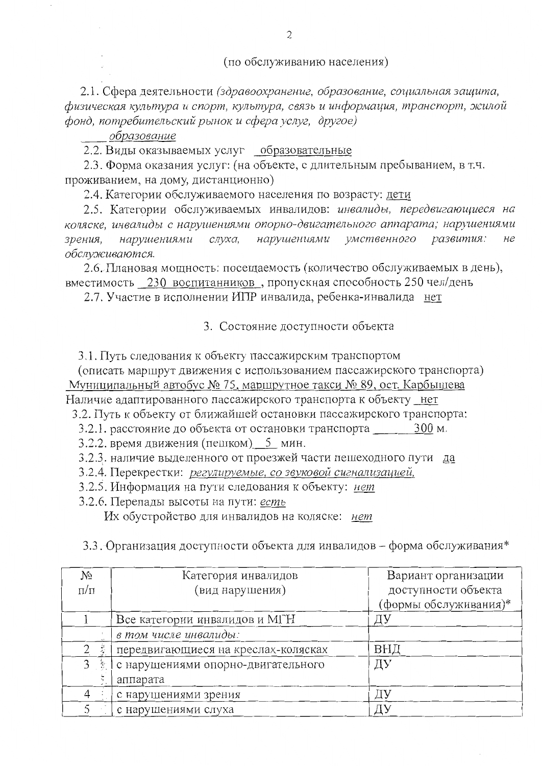(по обслуживанию населения)

2.1. Сфера деятельности *(здравоохранение, образование, социальная защита, физическая культура и спорт, культура, связь и информация, транспорт, жилой фонд, потребительский рынок и сфера услуг, другое)*

*образование*

2.2. Виды оказываемых услуг образовательные

2.3. Форма оказания услуг: (на объекте, с длительным пребыванием, в т.ч. проживанием, на дому, дистанционно)

2.4. Категории обслуживаемого населения по возрасту: дети

2.5. Категории обслуживаемых инвалидов: *инвалиды, передвигающиеся на коляске, инвалиды с нарушениями опорно-двигательного аппарата; нарушениями зрения, нарушениями слуха, нарушениями умственного развития: не обслуживаются.*

2.6. Плановая мощность: посещаемость (количество обслуживаемых в день), вместимость 230 воспитанников , пропускная способность 250 чел/день

2.7. Участие в исполнении ИПР инвалида, ребенка-инвалида нет

## 3. Состояние доступности объекта

3.1. Путь следования к объекту пассажирским транспортом

(описать маршрут движения с использованием пассажирского транспорта)

Муниципальный автобус № 75, маршрутное такси № 89, ост. Карбышева

Наличие адаптированного пассажирского транспорта к объекту нет

3.2. Путь к объекту от ближайшей остановки пассажирского транспорта:

3.2.1. расстояние до объекта от остановки транспорта 300 м.

3.2.2. время движения (пешком) 5 мин.

3.2.3. наличие выделенного от проезжей части пешеходного пути да

3.2.4. Перекрестки: *регулируемые, со звуковой сигнализацией,*

3.2.5. Информация на пути следования к объекту: *нет*

3.2.6. Перепады высоты на пути: *есть*

Их обустройство для инвалидов на коляске: *нет*

3.3. Организация доступности объекта для инвалидов – форма обслуживания*

| № п/п | Категория инвалидов (вид нарушения) | Вариант организации доступности объекта (формы обслуживания)* |
|---|---|---|
| 1 | Все категории инвалидов и МГН | ДУ |
| | *в том числе инвалиды:* | |
| 2 | передвигающиеся на креслах-колясках | ВНД |
| 3 | с нарушениями опорно-двигательного аппарата | ДУ |
| 4 | с нарушениями зрения | ДУ |
| 5 | с нарушениями слуха | ДУ |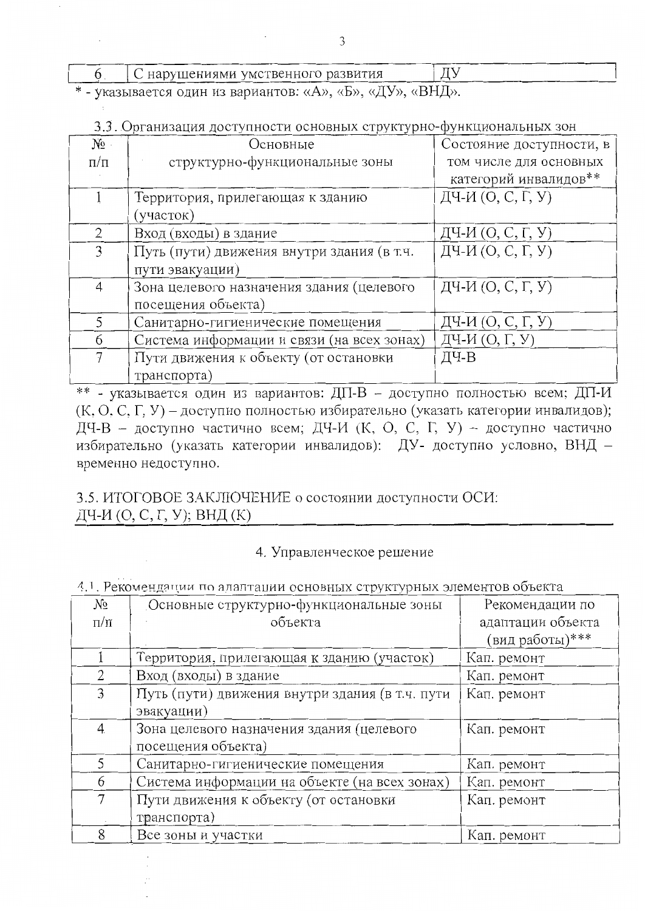| 6 | С нарушениями умственного развития | ДУ |
|---|---|---|

* - указывается один из вариантов: «А», «Б», «ДУ», «ВНД».

3.3. Организация доступности основных структурно-функциональных зон

| № п/п | Основные структурно-функциональные зоны | Состояние доступности, в том числе для основных категорий инвалидов** |
|---|---|---|
| 1 | Территория, прилегающая к зданию (участок) | ДЧ-И (О, С, Г, У) |
| 2 | Вход (входы) в здание | ДЧ-И (О, С, Г, У) |
| 3 | Путь (пути) движения внутри здания (в т.ч. пути эвакуации) | ДЧ-И (О, С, Г, У) |
| 4 | Зона целевого назначения здания (целевого посещения объекта) | ДЧ-И (О, С, Г, У) |
| 5 | Санитарно-гигиенические помещения | ДЧ-И (О, С, Г, У) |
| 6 | Система информации и связи (на всех зонах) | ДЧ-И (О, Г, У) |
| 7 | Пути движения к объекту (от остановки транспорта) | ДЧ-В |

** - указывается один из вариантов: ДП-В – доступно полностью всем; ДП-И (К, О, С, Г, У) – доступно полностью избирательно (указать категории инвалидов); ДЧ-В – доступно частично всем; ДЧ-И (К, О, С, Г, У) – доступно частично избирательно (указать категории инвалидов): ДУ- доступно условно, ВНД – временно недоступно.

3.5. ИТОГОВОЕ ЗАКЛЮЧЕНИЕ о состоянии доступности ОСИ:
ДЧ-И (О, С, Г, У); ВНД (К)

## 4. Управленческое решение

4.1. Рекомендации по адаптации основных структурных элементов объекта

| № п/п | Основные структурно-функциональные зоны объекта | Рекомендации по адаптации объекта (вид работы)*** |
|---|---|---|
| 1 | Территория, прилегающая к зданию (участок) | Кап. ремонт |
| 2 | Вход (входы) в здание | Кап. ремонт |
| 3 | Путь (пути) движения внутри здания (в т.ч. пути эвакуации) | Кап. ремонт |
| 4 | Зона целевого назначения здания (целевого посещения объекта) | Кап. ремонт |
| 5 | Санитарно-гигиенические помещения | Кап. ремонт |
| 6 | Система информации на объекте (на всех зонах) | Кап. ремонт |
| 7 | Пути движения к объекту (от остановки транспорта) | Кап. ремонт |
| 8 | Все зоны и участки | Кап. ремонт |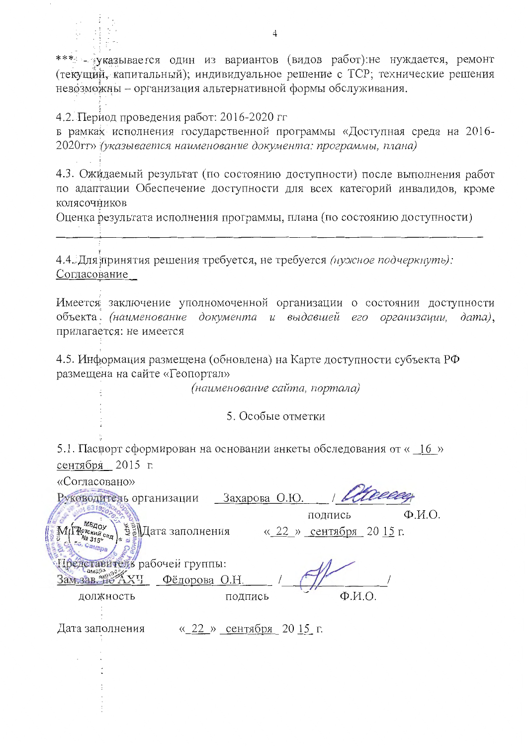*** - указывается один из вариантов (видов работ):не нуждается, ремонт (текущий, капитальный); индивидуальное решение с ТСР; технические решения невозможны – организация альтернативной формы обслуживания.

4.2. Период проведения работ: 2016-2020 гг
в рамках исполнения государственной программы «Доступная среда на 2016-2020гг» *(указывается наименование документа: программы, плана)*

4.3. Ожидаемый результат (по состоянию доступности) после выполнения работ по адаптации Обеспечение доступности для всех категорий инвалидов, кроме колясочников
Оценка результата исполнения программы, плана (по состоянию доступности)
___________________________________________________________________

4.4. Для принятия решения требуется, не требуется *(нужное подчеркнуть)*:
Согласование

Имеется заключение уполномоченной организации о состоянии доступности объекта *(наименование документа и выдавшей его организации, дата)*, прилагается: не имеется

4.5. Информация размещена (обновлена) на Карте доступности субъекта РФ размещена на сайте «Геопортал»
*(наименование сайта, портала)*

## 5. Особые отметки

5.1. Паспорт сформирован на основании анкеты обследования от « 16 » сентября 2015 г.

«Согласовано»

Руководитель организации Захарова О.Ю. / [подпись]
подпись Ф.И.О.

МП Дата заполнения « 22 » сентября 20 15 г.

Представитель рабочей группы:
Зам.зав. по АХЧ Фёдорова О.Н. / [подпись] /
должность подпись Ф.И.О.

Дата заполнения « 22 » сентября 20 15 г.